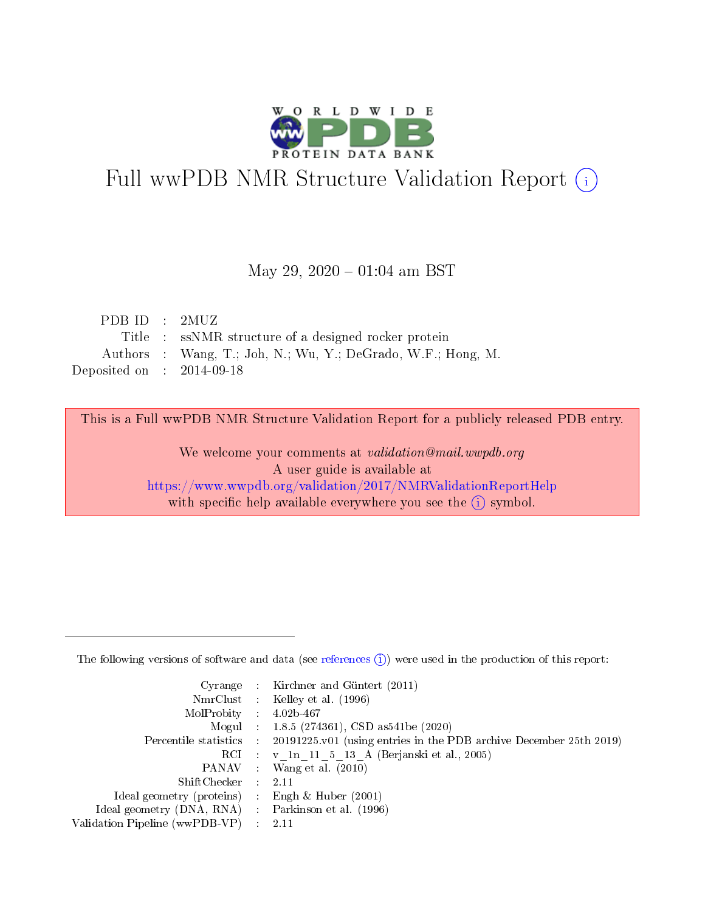# Full wwPDB NMR Structure Validation Report (i)

May 29, 2020 – 01:04 am BST

| | | |
|---|---|---|
| PDB ID | : | 2MUZ |
| Title | : | ssNMR structure of a designed rocker protein |
| Authors | : | Wang, T.; Joh, N.; Wu, Y.; DeGrado, W.F.; Hong, M. |
| Deposited on | : | 2014-09-18 |

This is a Full wwPDB NMR Structure Validation Report for a publicly released PDB entry.

We welcome your comments at *validation@mail.wwpdb.org*
A user guide is available at
https://www.wwpdb.org/validation/2017/NMRValidationReportHelp
with specific help available everywhere you see the (i) symbol.

---

The following versions of software and data (see references (i)) were used in the production of this report:

| | | |
|---|---|---|
| Cyrange | : | Kirchner and Güntert (2011) |
| NmrClust | : | Kelley et al. (1996) |
| MolProbity | : | 4.02b-467 |
| Mogul | : | 1.8.5 (274361), CSD as541be (2020) |
| Percentile statistics | : | 20191225.v01 (using entries in the PDB archive December 25th 2019) |
| RCI | : | v_1n_11_5_13_A (Berjanski et al., 2005) |
| PANAV | : | Wang et al. (2010) |
| ShiftChecker | : | 2.11 |
| Ideal geometry (proteins) | : | Engh & Huber (2001) |
| Ideal geometry (DNA, RNA) | : | Parkinson et al. (1996) |
| Validation Pipeline (wwPDB-VP) | : | 2.11 |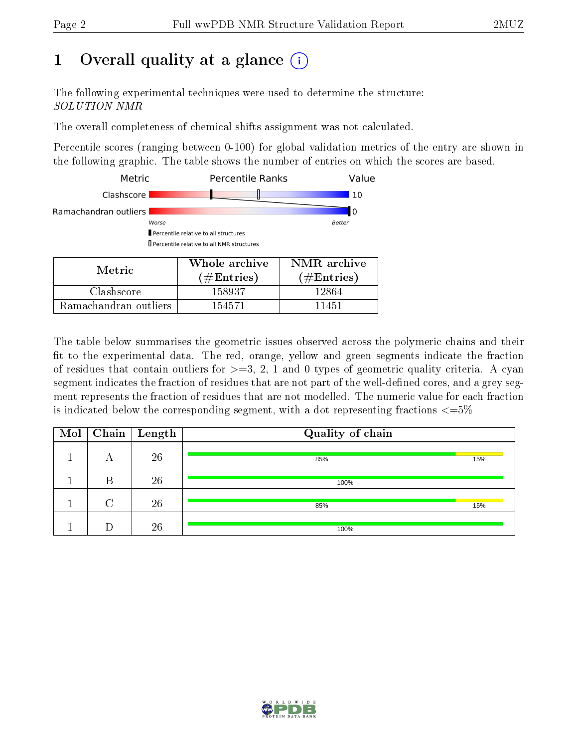# 1 Overall quality at a glance

The following experimental techniques were used to determine the structure: *SOLUTION NMR*

The overall completeness of chemical shifts assignment was not calculated.

Percentile scores (ranging between 0-100) for global validation metrics of the entry are shown in the following graphic. The table shows the number of entries on which the scores are based.

| Metric | Percentile Ranks | Value |
|---|---|---|
| Clashscore | | 10 |
| Ramachandran outliers | | 0 |

Worse — Better

▮ Percentile relative to all structures

▯ Percentile relative to all NMR structures

| Metric | Whole archive (#Entries) | NMR archive (#Entries) |
|---|---|---|
| Clashscore | 158937 | 12864 |
| Ramachandran outliers | 154571 | 11451 |

The table below summarises the geometric issues observed across the polymeric chains and their fit to the experimental data. The red, orange, yellow and green segments indicate the fraction of residues that contain outliers for >=3, 2, 1 and 0 types of geometric quality criteria. A cyan segment indicates the fraction of residues that are not part of the well-defined cores, and a grey segment represents the fraction of residues that are not modelled. The numeric value for each fraction is indicated below the corresponding segment, with a dot representing fractions <=5%

| Mol | Chain | Length | Quality of chain |
|---|---|---|---|
| 1 | A | 26 | 85% / 15% |
| 1 | B | 26 | 100% |
| 1 | C | 26 | 85% / 15% |
| 1 | D | 26 | 100% |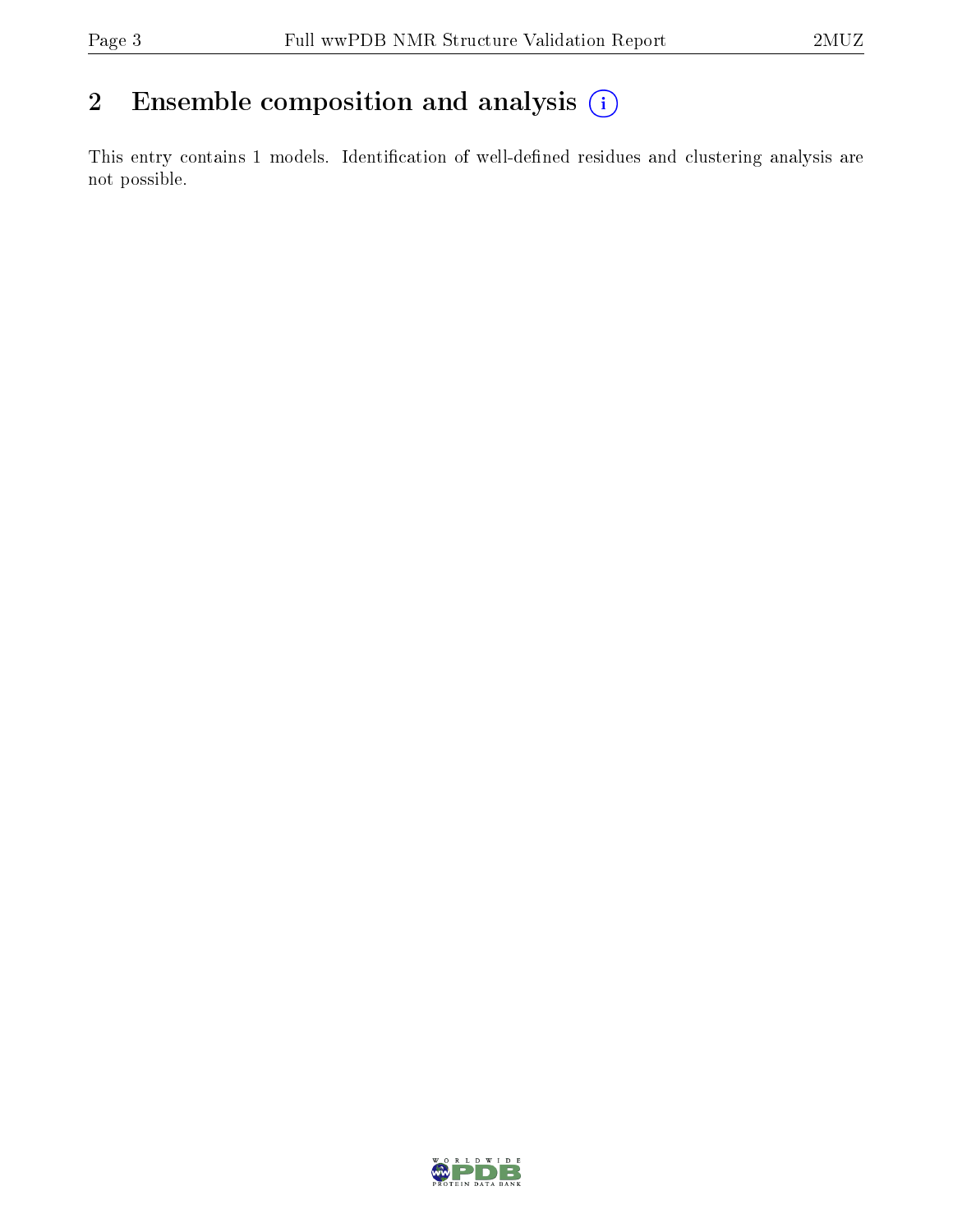## 2 Ensemble composition and analysis

This entry contains 1 models. Identification of well-defined residues and clustering analysis are not possible.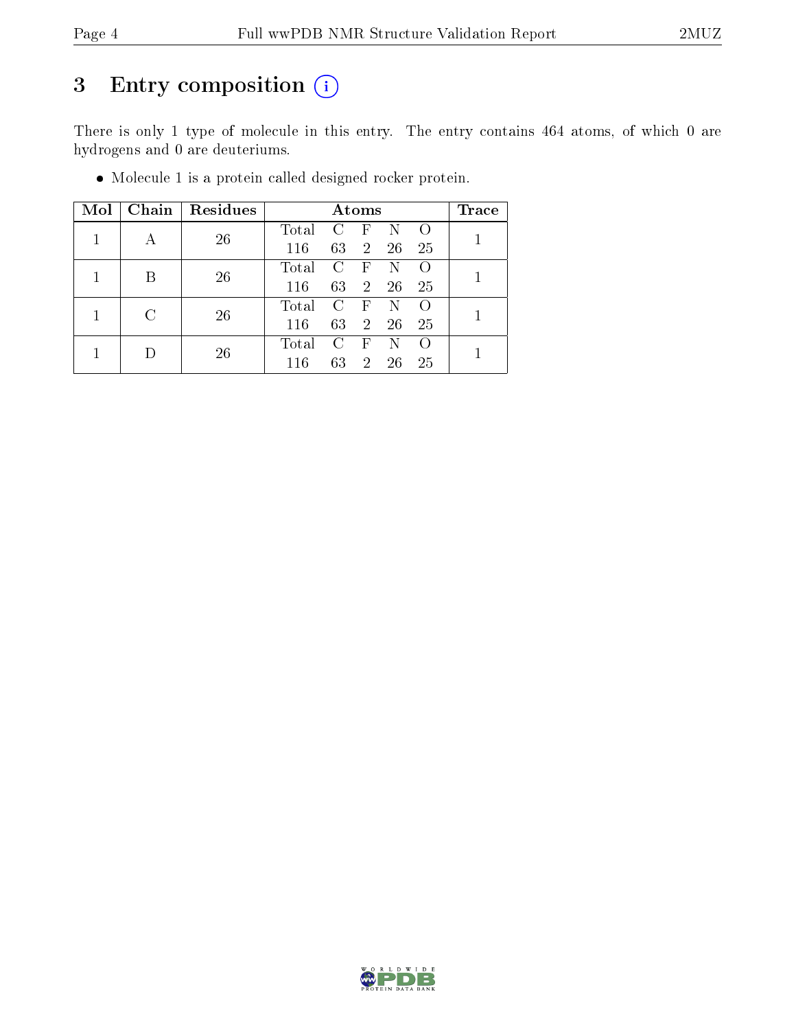# 3 Entry composition (i)

There is only 1 type of molecule in this entry. The entry contains 464 atoms, of which 0 are hydrogens and 0 are deuteriums.

- Molecule 1 is a protein called designed rocker protein.

| Mol | Chain | Residues | Atoms | | | | | Trace |
|---|---|---|---|---|---|---|---|---|
| 1 | A | 26 | Total<br>116 | C<br>63 | F<br>2 | N<br>26 | O<br>25 | 1 |
| 1 | B | 26 | Total<br>116 | C<br>63 | F<br>2 | N<br>26 | O<br>25 | 1 |
| 1 | C | 26 | Total<br>116 | C<br>63 | F<br>2 | N<br>26 | O<br>25 | 1 |
| 1 | D | 26 | Total<br>116 | C<br>63 | F<br>2 | N<br>26 | O<br>25 | 1 |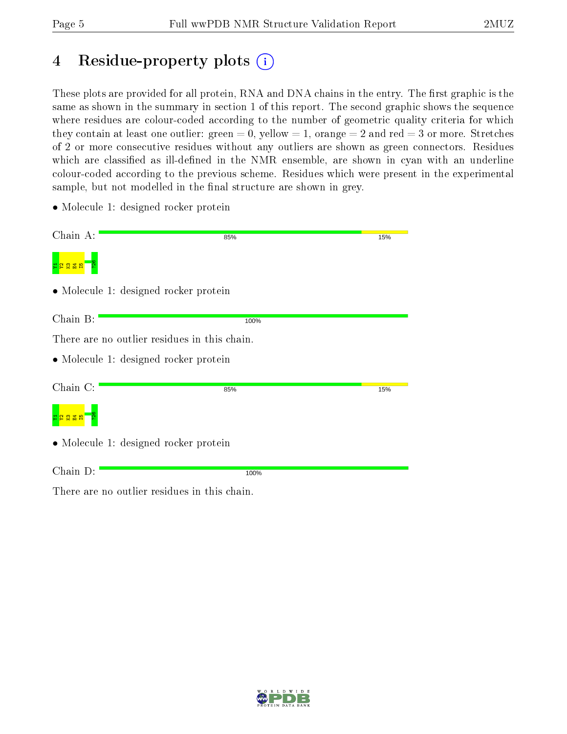# 4 Residue-property plots

These plots are provided for all protein, RNA and DNA chains in the entry. The first graphic is the same as shown in the summary in section 1 of this report. The second graphic shows the sequence where residues are colour-coded according to the number of geometric quality criteria for which they contain at least one outlier: green = 0, yellow = 1, orange = 2 and red = 3 or more. Stretches of 2 or more consecutive residues without any outliers are shown as green connectors. Residues which are classified as ill-defined in the NMR ensemble, are shown in cyan with an underline colour-coded according to the previous scheme. Residues which were present in the experimental sample, but not modelled in the final structure are shown in grey.

- Molecule 1: designed rocker protein

Chain A: 85% 15%

Y1 Y2 K3 E4 I5 ?26

- Molecule 1: designed rocker protein

Chain B: 100%

There are no outlier residues in this chain.

- Molecule 1: designed rocker protein

Chain C: 85% 15%

Y1 Y2 K3 E4 I5 ?26

- Molecule 1: designed rocker protein

Chain D: 100%

There are no outlier residues in this chain.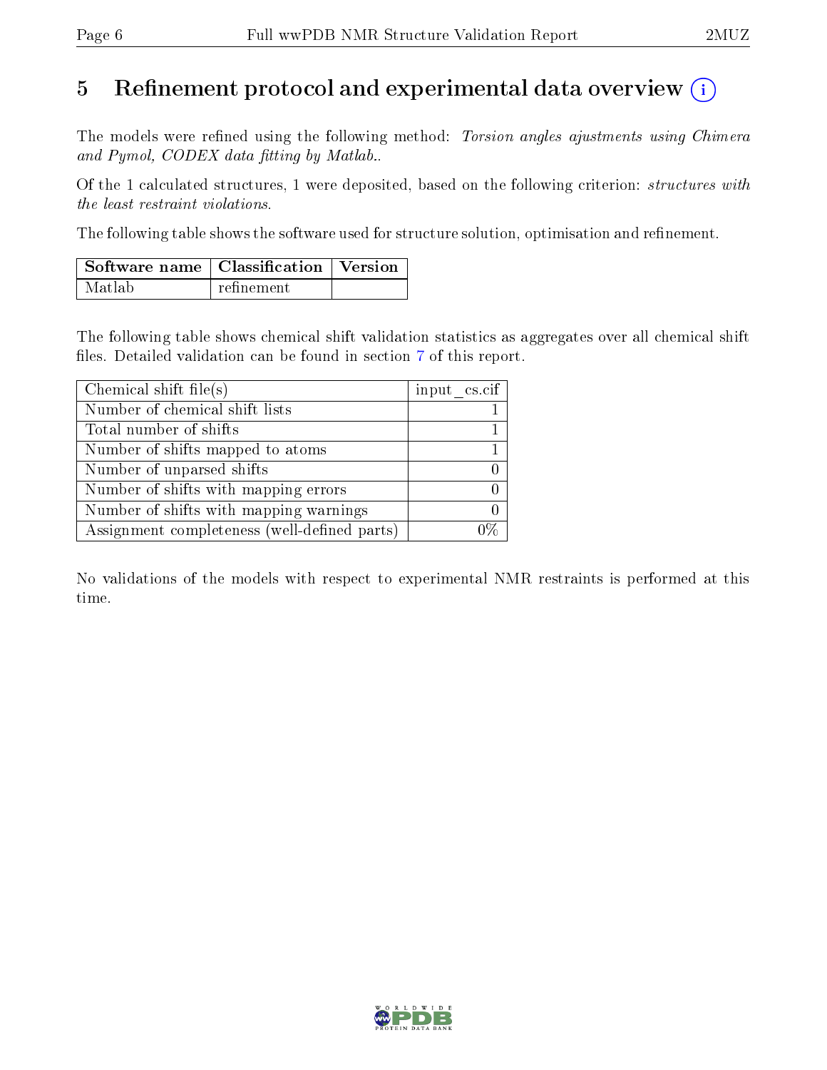# 5 Refinement protocol and experimental data overview (i)

The models were refined using the following method: *Torsion angles ajustments using Chimera and Pymol, CODEX data fitting by Matlab.*.

Of the 1 calculated structures, 1 were deposited, based on the following criterion: *structures with the least restraint violations*.

The following table shows the software used for structure solution, optimisation and refinement.

| Software name | Classification | Version |
|---|---|---|
| Matlab | refinement | |

The following table shows chemical shift validation statistics as aggregates over all chemical shift files. Detailed validation can be found in section 7 of this report.

| Chemical shift file(s) | input_cs.cif |
|---|---|
| Number of chemical shift lists | 1 |
| Total number of shifts | 1 |
| Number of shifts mapped to atoms | 1 |
| Number of unparsed shifts | 0 |
| Number of shifts with mapping errors | 0 |
| Number of shifts with mapping warnings | 0 |
| Assignment completeness (well-defined parts) | 0% |

No validations of the models with respect to experimental NMR restraints is performed at this time.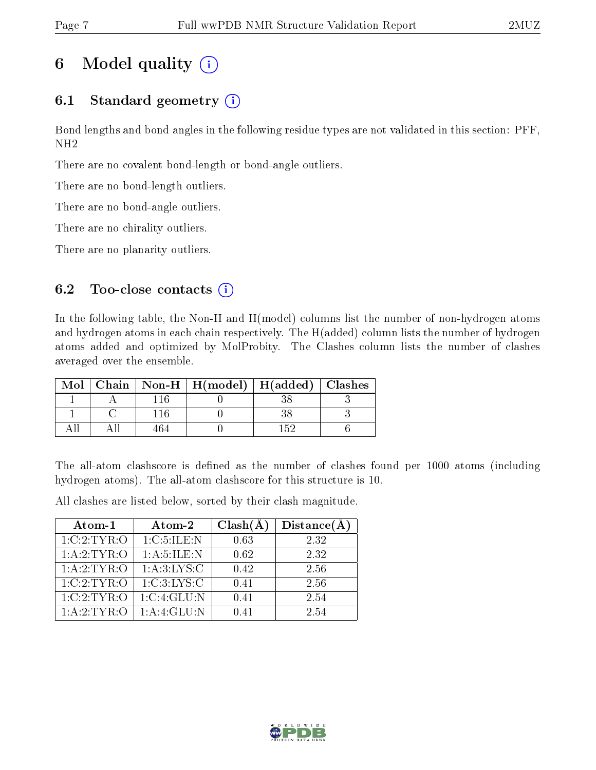# 6 Model quality (i)

## 6.1 Standard geometry (i)

Bond lengths and bond angles in the following residue types are not validated in this section: PFF, NH2

There are no covalent bond-length or bond-angle outliers.

There are no bond-length outliers.

There are no bond-angle outliers.

There are no chirality outliers.

There are no planarity outliers.

## 6.2 Too-close contacts (i)

In the following table, the Non-H and H(model) columns list the number of non-hydrogen atoms and hydrogen atoms in each chain respectively. The H(added) column lists the number of hydrogen atoms added and optimized by MolProbity. The Clashes column lists the number of clashes averaged over the ensemble.

| Mol | Chain | Non-H | H(model) | H(added) | Clashes |
|---|---|---|---|---|---|
| 1 | A | 116 | 0 | 38 | 3 |
| 1 | C | 116 | 0 | 38 | 3 |
| All | All | 464 | 0 | 152 | 6 |

The all-atom clashscore is defined as the number of clashes found per 1000 atoms (including hydrogen atoms). The all-atom clashscore for this structure is 10.

All clashes are listed below, sorted by their clash magnitude.

| Atom-1 | Atom-2 | Clash(Å) | Distance(Å) |
|---|---|---|---|
| 1:C:2:TYR:O | 1:C:5:ILE:N | 0.63 | 2.32 |
| 1:A:2:TYR:O | 1:A:5:ILE:N | 0.62 | 2.32 |
| 1:A:2:TYR:O | 1:A:3:LYS:C | 0.42 | 2.56 |
| 1:C:2:TYR:O | 1:C:3:LYS:C | 0.41 | 2.56 |
| 1:C:2:TYR:O | 1:C:4:GLU:N | 0.41 | 2.54 |
| 1:A:2:TYR:O | 1:A:4:GLU:N | 0.41 | 2.54 |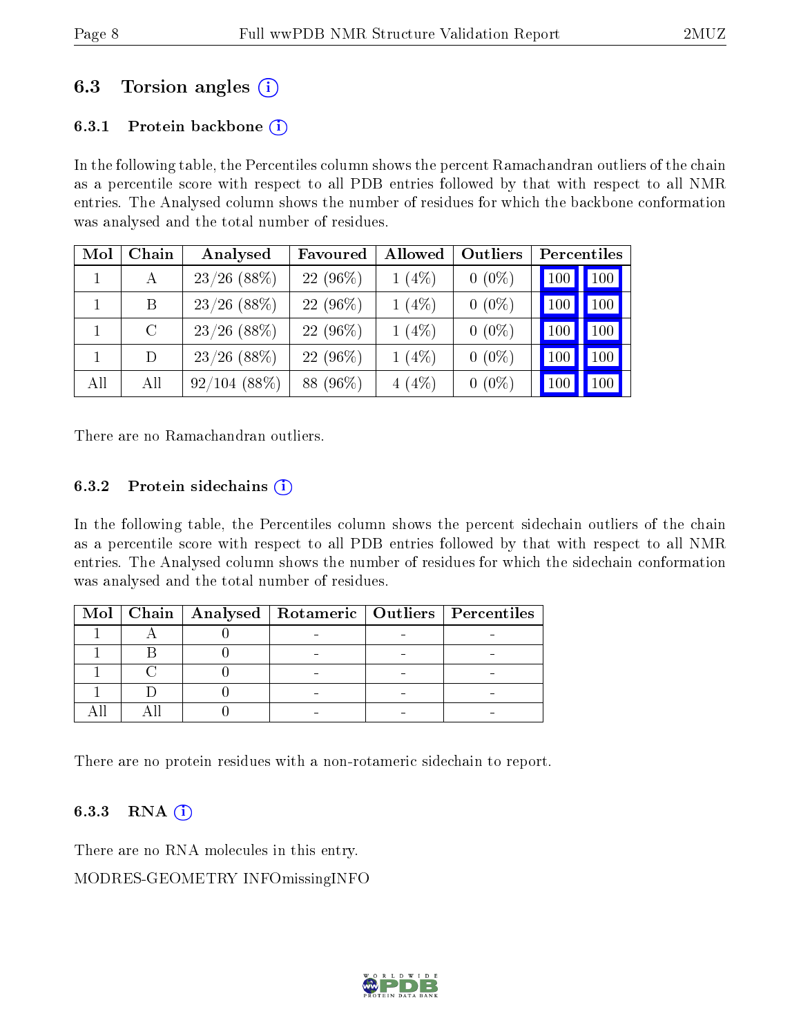## 6.3 Torsion angles (i)

### 6.3.1 Protein backbone (i)

In the following table, the Percentiles column shows the percent Ramachandran outliers of the chain as a percentile score with respect to all PDB entries followed by that with respect to all NMR entries. The Analysed column shows the number of residues for which the backbone conformation was analysed and the total number of residues.

| Mol | Chain | Analysed | Favoured | Allowed | Outliers | Percentiles | |
|---|---|---|---|---|---|---|---|
| 1 | A | 23/26 (88%) | 22 (96%) | 1 (4%) | 0 (0%) | 100 | 100 |
| 1 | B | 23/26 (88%) | 22 (96%) | 1 (4%) | 0 (0%) | 100 | 100 |
| 1 | C | 23/26 (88%) | 22 (96%) | 1 (4%) | 0 (0%) | 100 | 100 |
| 1 | D | 23/26 (88%) | 22 (96%) | 1 (4%) | 0 (0%) | 100 | 100 |
| All | All | 92/104 (88%) | 88 (96%) | 4 (4%) | 0 (0%) | 100 | 100 |

There are no Ramachandran outliers.

### 6.3.2 Protein sidechains (i)

In the following table, the Percentiles column shows the percent sidechain outliers of the chain as a percentile score with respect to all PDB entries followed by that with respect to all NMR entries. The Analysed column shows the number of residues for which the sidechain conformation was analysed and the total number of residues.

| Mol | Chain | Analysed | Rotameric | Outliers | Percentiles |
|---|---|---|---|---|---|
| 1 | A | 0 | - | - | - |
| 1 | B | 0 | - | - | - |
| 1 | C | 0 | - | - | - |
| 1 | D | 0 | - | - | - |
| All | All | 0 | - | - | - |

There are no protein residues with a non-rotameric sidechain to report.

### 6.3.3 RNA (i)

There are no RNA molecules in this entry.

MODRES-GEOMETRY INFOmissingINFO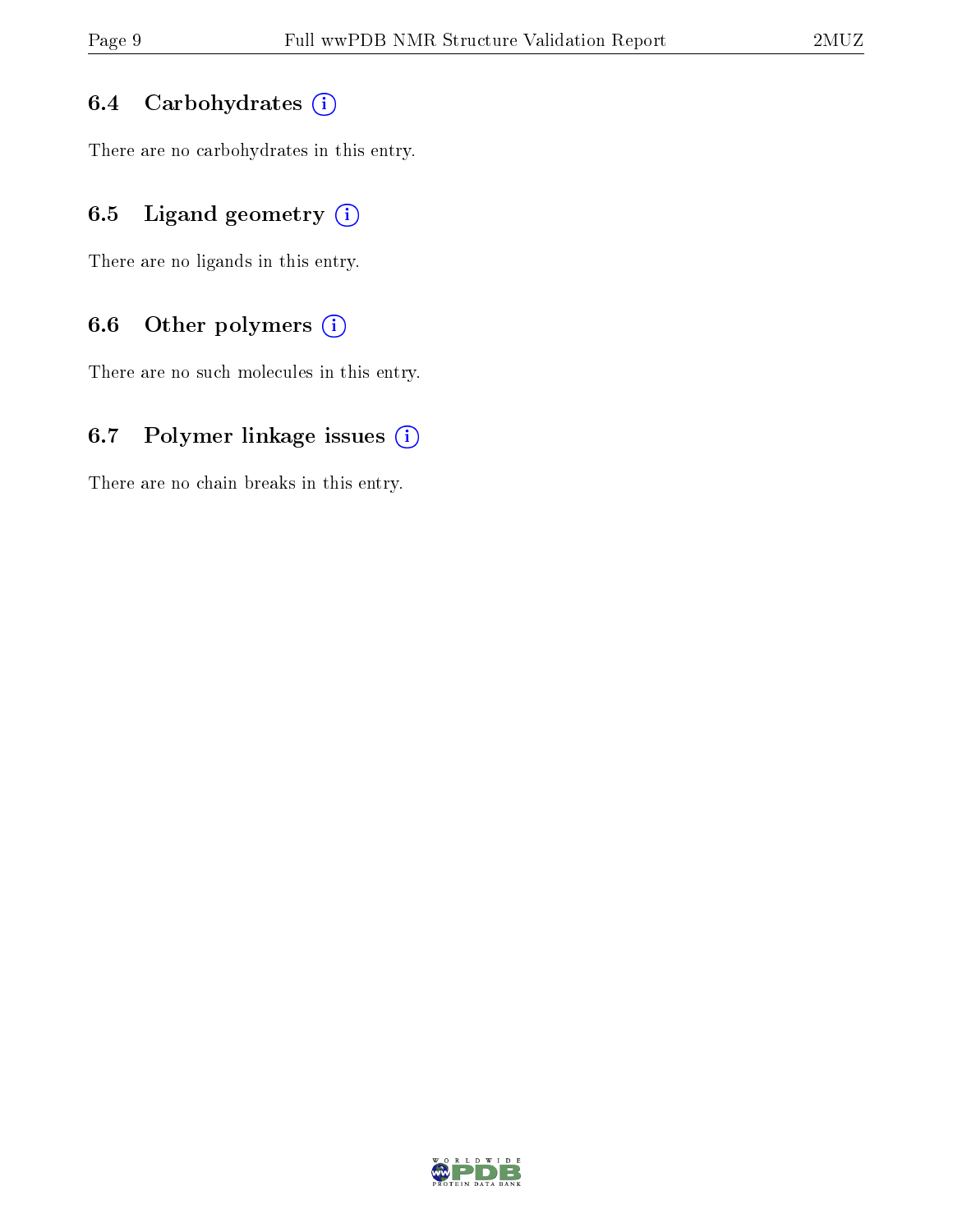### 6.4 Carbohydrates

There are no carbohydrates in this entry.

### 6.5 Ligand geometry

There are no ligands in this entry.

### 6.6 Other polymers

There are no such molecules in this entry.

### 6.7 Polymer linkage issues

There are no chain breaks in this entry.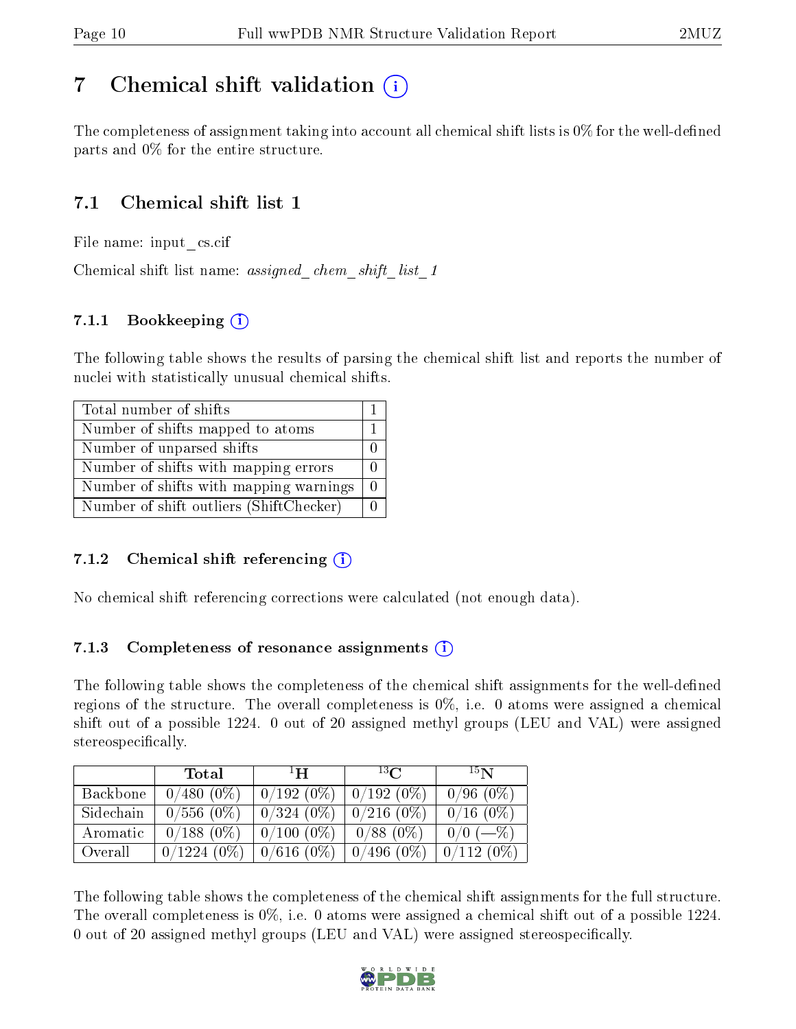# 7 Chemical shift validation (i)

The completeness of assignment taking into account all chemical shift lists is 0% for the well-defined parts and 0% for the entire structure.

## 7.1 Chemical shift list 1

File name: input_cs.cif

Chemical shift list name: *assigned_chem_shift_list_1*

### 7.1.1 Bookkeeping (i)

The following table shows the results of parsing the chemical shift list and reports the number of nuclei with statistically unusual chemical shifts.

| Total number of shifts | 1 |
|---|---|
| Number of shifts mapped to atoms | 1 |
| Number of unparsed shifts | 0 |
| Number of shifts with mapping errors | 0 |
| Number of shifts with mapping warnings | 0 |
| Number of shift outliers (ShiftChecker) | 0 |

### 7.1.2 Chemical shift referencing (i)

No chemical shift referencing corrections were calculated (not enough data).

### 7.1.3 Completeness of resonance assignments (i)

The following table shows the completeness of the chemical shift assignments for the well-defined regions of the structure. The overall completeness is 0%, i.e. 0 atoms were assigned a chemical shift out of a possible 1224. 0 out of 20 assigned methyl groups (LEU and VAL) were assigned stereospecifically.

| | Total | $^{1}$H | $^{13}$C | $^{15}$N |
|---|---|---|---|---|
| Backbone | 0/480 (0%) | 0/192 (0%) | 0/192 (0%) | 0/96 (0%) |
| Sidechain | 0/556 (0%) | 0/324 (0%) | 0/216 (0%) | 0/16 (0%) |
| Aromatic | 0/188 (0%) | 0/100 (0%) | 0/88 (0%) | 0/0 (—%) |
| Overall | 0/1224 (0%) | 0/616 (0%) | 0/496 (0%) | 0/112 (0%) |

The following table shows the completeness of the chemical shift assignments for the full structure. The overall completeness is 0%, i.e. 0 atoms were assigned a chemical shift out of a possible 1224. 0 out of 20 assigned methyl groups (LEU and VAL) were assigned stereospecifically.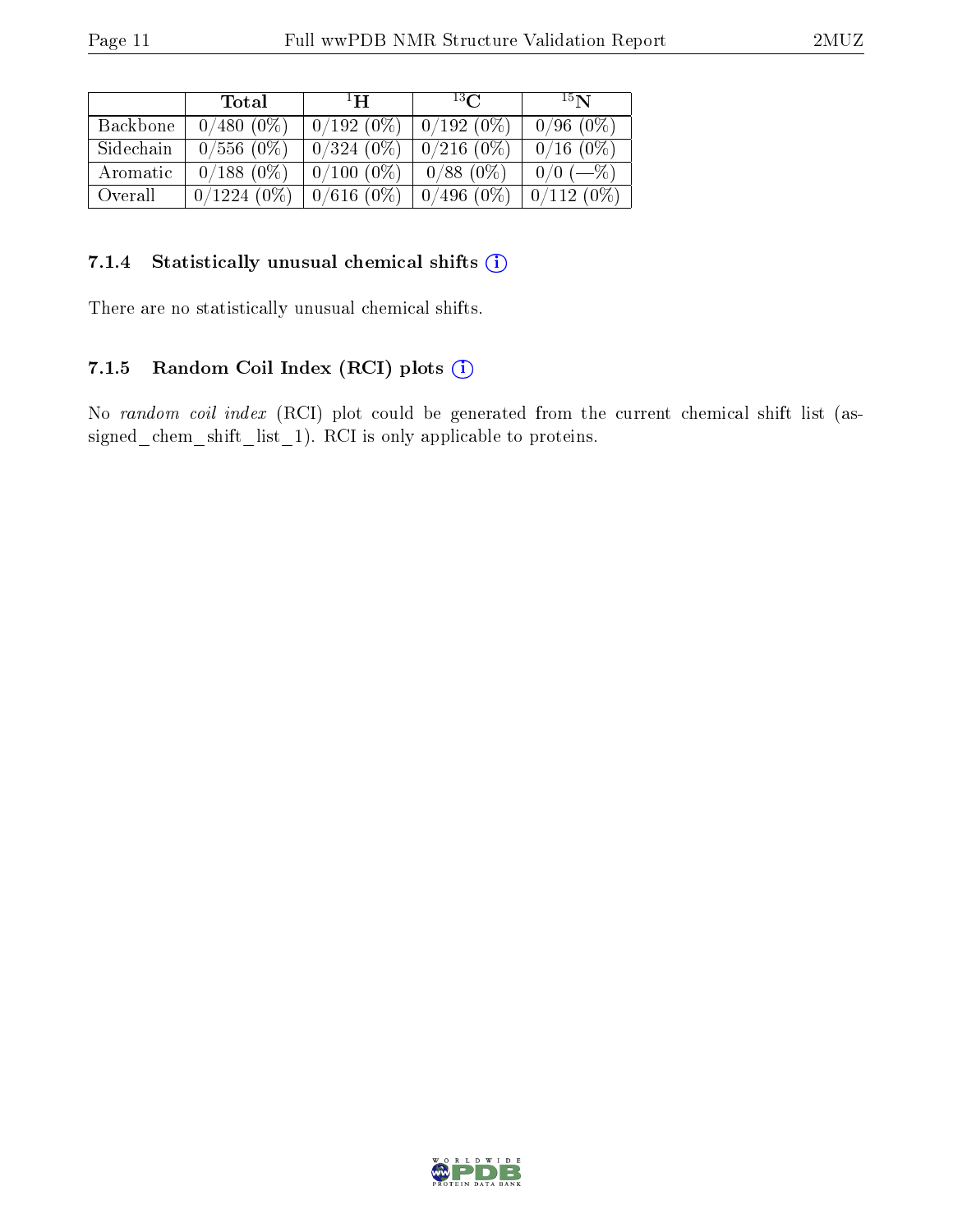| | Total | $^{1}$H | $^{13}$C | $^{15}$N |
|---|---|---|---|---|
| Backbone | 0/480 (0%) | 0/192 (0%) | 0/192 (0%) | 0/96 (0%) |
| Sidechain | 0/556 (0%) | 0/324 (0%) | 0/216 (0%) | 0/16 (0%) |
| Aromatic | 0/188 (0%) | 0/100 (0%) | 0/88 (0%) | 0/0 (—%) |
| Overall | 0/1224 (0%) | 0/616 (0%) | 0/496 (0%) | 0/112 (0%) |

#### 7.1.4 Statistically unusual chemical shifts

There are no statistically unusual chemical shifts.

#### 7.1.5 Random Coil Index (RCI) plots

No *random coil index* (RCI) plot could be generated from the current chemical shift list (assigned_chem_shift_list_1). RCI is only applicable to proteins.